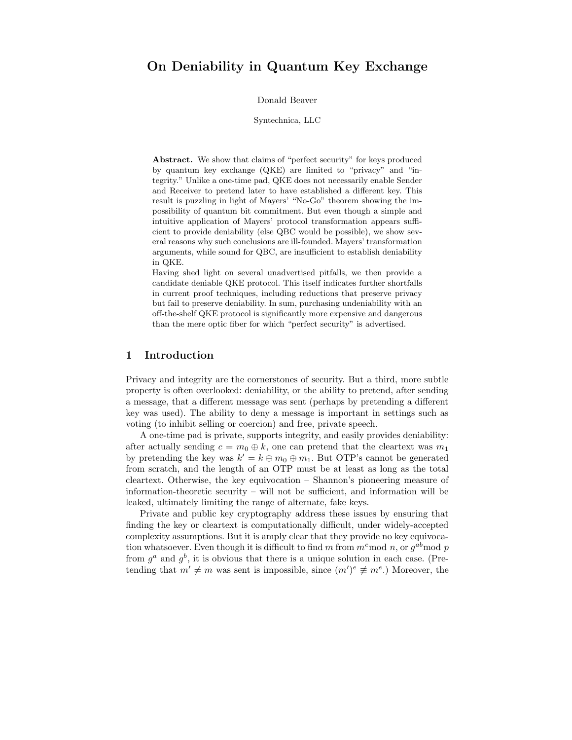# On Deniability in Quantum Key Exchange

Donald Beaver

Syntechnica, LLC

**Abstract.** We show that claims of "perfect security" for keys produced by quantum key exchange (QKE) are limited to "privacy" and "integrity." Unlike a one-time pad, QKE does not necessarily enable Sender and Receiver to pretend later to have established a different key. This result is puzzling in light of Mayers' "No-Go" theorem showing the impossibility of quantum bit commitment. But even though a simple and intuitive application of Mayers' protocol transformation appears sufficient to provide deniability (else QBC would be possible), we show several reasons why such conclusions are ill-founded. Mayers' transformation arguments, while sound for QBC, are insufficient to establish deniability in QKE.

Having shed light on several unadvertised pitfalls, we then provide a candidate deniable QKE protocol. This itself indicates further shortfalls in current proof techniques, including reductions that preserve privacy but fail to preserve deniability. In sum, purchasing undeniability with an off-the-shelf QKE protocol is significantly more expensive and dangerous than the mere optic fiber for which "perfect security" is advertised.

## 1 Introduction

Privacy and integrity are the cornerstones of security. But a third, more subtle property is often overlooked: deniability, or the ability to pretend, after sending a message, that a different message was sent (perhaps by pretending a different key was used). The ability to deny a message is important in settings such as voting (to inhibit selling or coercion) and free, private speech.

A one-time pad is private, supports integrity, and easily provides deniability: after actually sending $c = m_0 \oplus k$, one can pretend that the cleartext was $m_1$ by pretending the key was $k' = k \oplus m_0 \oplus m_1$. But OTP's cannot be generated from scratch, and the length of an OTP must be at least as long as the total cleartext. Otherwise, the key equivocation – Shannon's pioneering measure of information-theoretic security – will not be sufficient, and information will be leaked, ultimately limiting the range of alternate, fake keys.

Private and public key cryptography address these issues by ensuring that finding the key or cleartext is computationally difficult, under widely-accepted complexity assumptions. But it is amply clear that they provide no key equivocation whatsoever. Even though it is difficult to find $m$ from $m^e \bmod n$, or $g^{ab} \bmod p$ from $g^a$ and $g^b$, it is obvious that there is a unique solution in each case. (Pretending that $m' \neq m$ was sent is impossible, since $(m')^e \not\equiv m^e$.) Moreover, the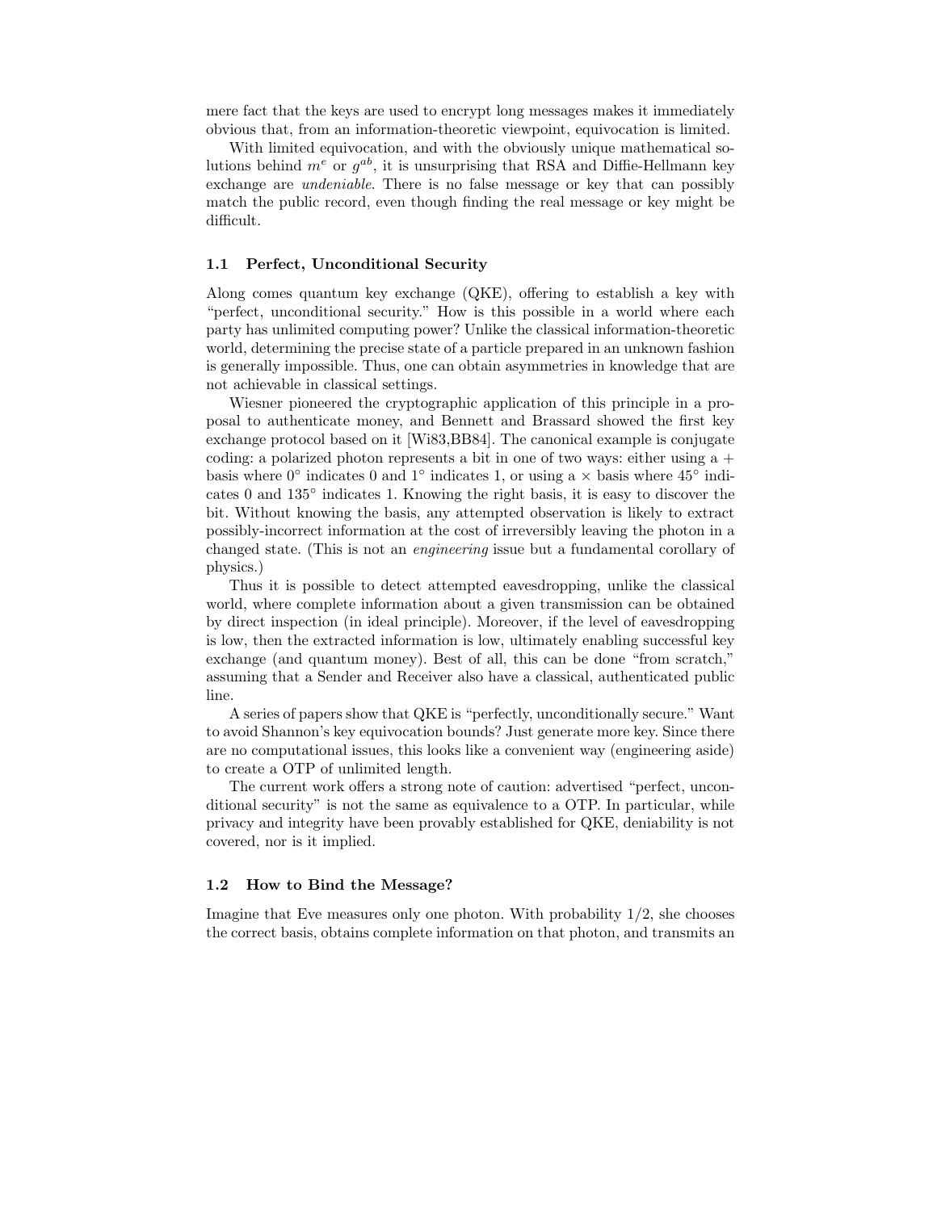mere fact that the keys are used to encrypt long messages makes it immediately obvious that, from an information-theoretic viewpoint, equivocation is limited.

With limited equivocation, and with the obviously unique mathematical solutions behind $m^e$ or $g^{ab}$, it is unsurprising that RSA and Diffie-Hellmann key exchange are *undeniable*. There is no false message or key that can possibly match the public record, even though finding the real message or key might be difficult.

### 1.1 Perfect, Unconditional Security

Along comes quantum key exchange (QKE), offering to establish a key with "perfect, unconditional security." How is this possible in a world where each party has unlimited computing power? Unlike the classical information-theoretic world, determining the precise state of a particle prepared in an unknown fashion is generally impossible. Thus, one can obtain asymmetries in knowledge that are not achievable in classical settings.

Wiesner pioneered the cryptographic application of this principle in a proposal to authenticate money, and Bennett and Brassard showed the first key exchange protocol based on it [Wi83,BB84]. The canonical example is conjugate coding: a polarized photon represents a bit in one of two ways: either using a $+$ basis where $0^\circ$ indicates 0 and $1^\circ$ indicates 1, or using a $\times$ basis where $45^\circ$ indicates 0 and $135^\circ$ indicates 1. Knowing the right basis, it is easy to discover the bit. Without knowing the basis, any attempted observation is likely to extract possibly-incorrect information at the cost of irreversibly leaving the photon in a changed state. (This is not an *engineering* issue but a fundamental corollary of physics.)

Thus it is possible to detect attempted eavesdropping, unlike the classical world, where complete information about a given transmission can be obtained by direct inspection (in ideal principle). Moreover, if the level of eavesdropping is low, then the extracted information is low, ultimately enabling successful key exchange (and quantum money). Best of all, this can be done "from scratch," assuming that a Sender and Receiver also have a classical, authenticated public line.

A series of papers show that QKE is "perfectly, unconditionally secure." Want to avoid Shannon's key equivocation bounds? Just generate more key. Since there are no computational issues, this looks like a convenient way (engineering aside) to create a OTP of unlimited length.

The current work offers a strong note of caution: advertised "perfect, unconditional security" is not the same as equivalence to a OTP. In particular, while privacy and integrity have been provably established for QKE, deniability is not covered, nor is it implied.

### 1.2 How to Bind the Message?

Imagine that Eve measures only one photon. With probability $1/2$, she chooses the correct basis, obtains complete information on that photon, and transmits an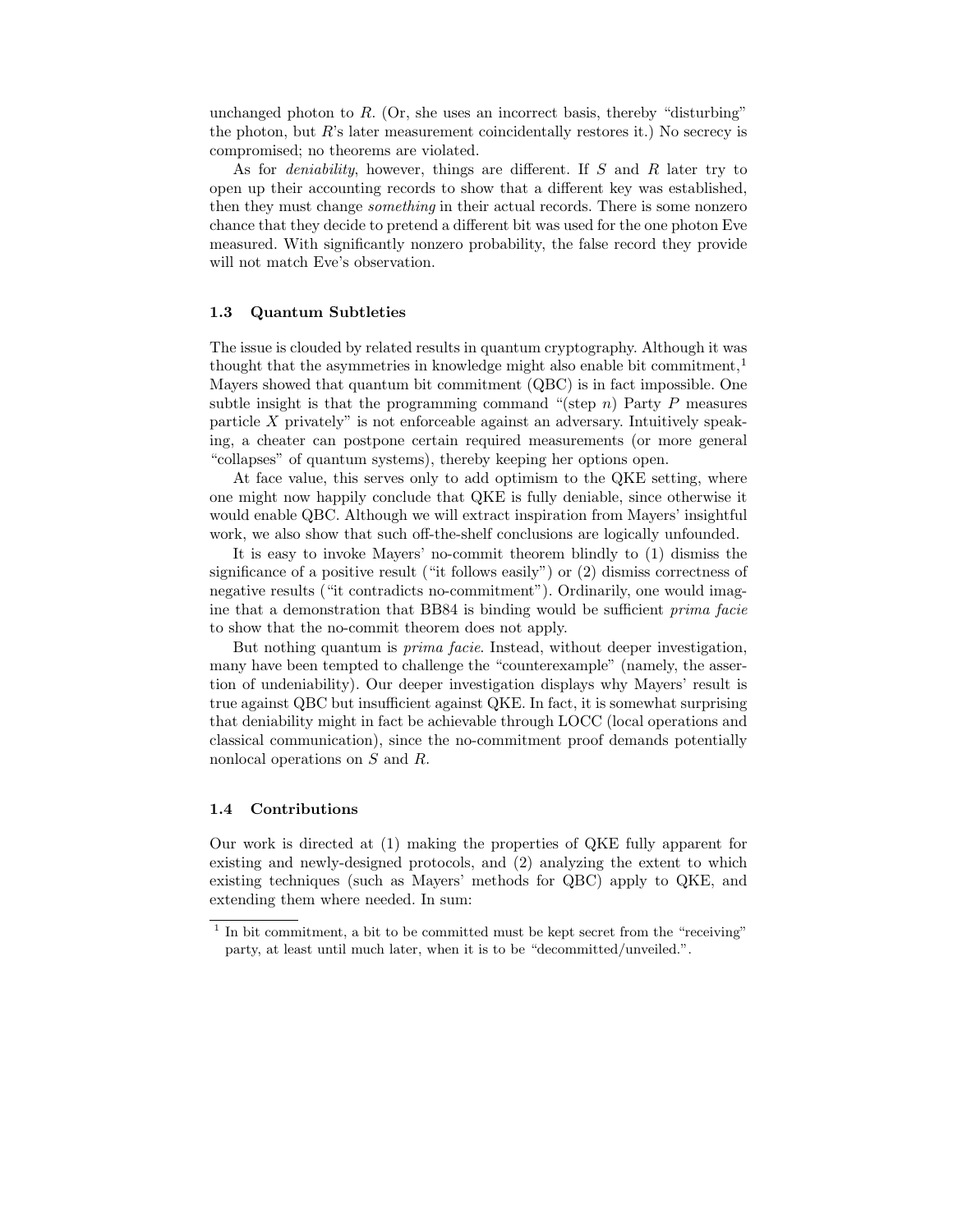unchanged photon to $R$. (Or, she uses an incorrect basis, thereby "disturbing" the photon, but $R$'s later measurement coincidentally restores it.) No secrecy is compromised; no theorems are violated.

As for *deniability*, however, things are different. If $S$ and $R$ later try to open up their accounting records to show that a different key was established, then they must change *something* in their actual records. There is some nonzero chance that they decide to pretend a different bit was used for the one photon Eve measured. With significantly nonzero probability, the false record they provide will not match Eve's observation.

### 1.3 Quantum Subtleties

The issue is clouded by related results in quantum cryptography. Although it was thought that the asymmetries in knowledge might also enable bit commitment,[1] Mayers showed that quantum bit commitment (QBC) is in fact impossible. One subtle insight is that the programming command "(step $n$) Party $P$ measures particle $X$ privately" is not enforceable against an adversary. Intuitively speaking, a cheater can postpone certain required measurements (or more general "collapses" of quantum systems), thereby keeping her options open.

At face value, this serves only to add optimism to the QKE setting, where one might now happily conclude that QKE is fully deniable, since otherwise it would enable QBC. Although we will extract inspiration from Mayers' insightful work, we also show that such off-the-shelf conclusions are logically unfounded.

It is easy to invoke Mayers' no-commit theorem blindly to (1) dismiss the significance of a positive result ("it follows easily") or (2) dismiss correctness of negative results ("it contradicts no-commitment"). Ordinarily, one would imagine that a demonstration that BB84 is binding would be sufficient *prima facie* to show that the no-commit theorem does not apply.

But nothing quantum is *prima facie*. Instead, without deeper investigation, many have been tempted to challenge the "counterexample" (namely, the assertion of undeniability). Our deeper investigation displays why Mayers' result is true against QBC but insufficient against QKE. In fact, it is somewhat surprising that deniability might in fact be achievable through LOCC (local operations and classical communication), since the no-commitment proof demands potentially nonlocal operations on $S$ and $R$.

### 1.4 Contributions

Our work is directed at (1) making the properties of QKE fully apparent for existing and newly-designed protocols, and (2) analyzing the extent to which existing techniques (such as Mayers' methods for QBC) apply to QKE, and extending them where needed. In sum:

[1] In bit commitment, a bit to be committed must be kept secret from the "receiving" party, at least until much later, when it is to be "decommitted/unveiled.".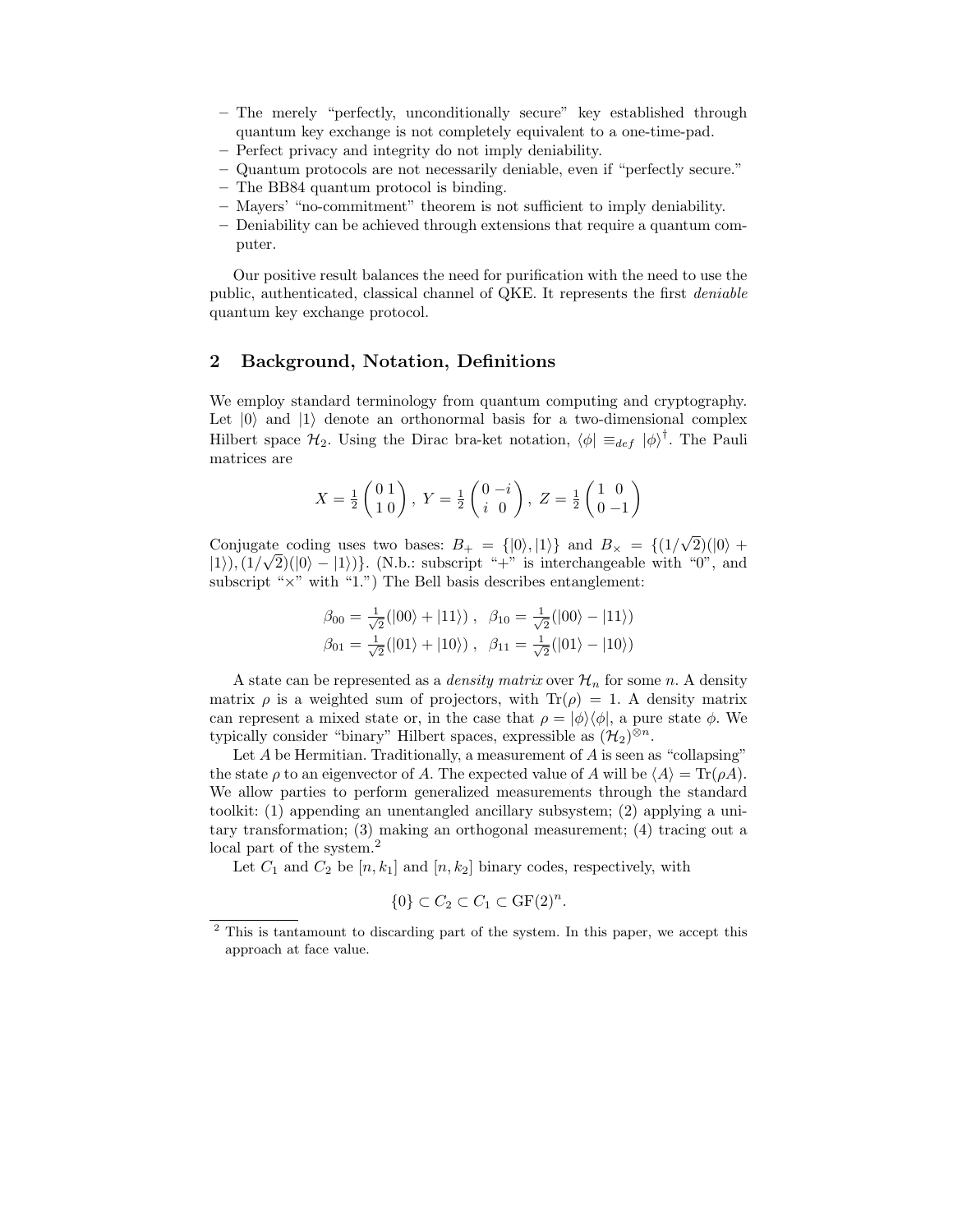- The merely "perfectly, unconditionally secure" key established through quantum key exchange is not completely equivalent to a one-time-pad.
- Perfect privacy and integrity do not imply deniability.
- Quantum protocols are not necessarily deniable, even if "perfectly secure."
- The BB84 quantum protocol is binding.
- Mayers' "no-commitment" theorem is not sufficient to imply deniability.
- Deniability can be achieved through extensions that require a quantum computer.

Our positive result balances the need for purification with the need to use the public, authenticated, classical channel of QKE. It represents the first *deniable* quantum key exchange protocol.

## 2 Background, Notation, Definitions

We employ standard terminology from quantum computing and cryptography. Let $|0\rangle$ and $|1\rangle$ denote an orthonormal basis for a two-dimensional complex Hilbert space $\mathcal{H}_2$. Using the Dirac bra-ket notation, $\langle\phi| \equiv_{def} |\phi\rangle^\dagger$. The Pauli matrices are

$$X = \frac{1}{2}\begin{pmatrix} 0 & 1 \\ 1 & 0 \end{pmatrix},\ Y = \frac{1}{2}\begin{pmatrix} 0 & -i \\ i & 0 \end{pmatrix},\ Z = \frac{1}{2}\begin{pmatrix} 1 & 0 \\ 0 & -1 \end{pmatrix}$$

Conjugate coding uses two bases: $B_+ = \{|0\rangle, |1\rangle\}$ and $B_\times = \{(1/\sqrt{2})(|0\rangle + |1\rangle), (1/\sqrt{2})(|0\rangle - |1\rangle)\}$. (N.b.: subscript "+" is interchangeable with "0", and subscript "×" with "1.") The Bell basis describes entanglement:

$$\beta_{00} = \tfrac{1}{\sqrt{2}}(|00\rangle + |11\rangle)\ ,\ \ \beta_{10} = \tfrac{1}{\sqrt{2}}(|00\rangle - |11\rangle)$$
$$\beta_{01} = \tfrac{1}{\sqrt{2}}(|01\rangle + |10\rangle)\ ,\ \ \beta_{11} = \tfrac{1}{\sqrt{2}}(|01\rangle - |10\rangle)$$

A state can be represented as a *density matrix* over $\mathcal{H}_n$ for some $n$. A density matrix $\rho$ is a weighted sum of projectors, with $\mathrm{Tr}(\rho) = 1$. A density matrix can represent a mixed state or, in the case that $\rho = |\phi\rangle\langle\phi|$, a pure state $\phi$. We typically consider "binary" Hilbert spaces, expressible as $(\mathcal{H}_2)^{\otimes n}$.

Let $A$ be Hermitian. Traditionally, a measurement of $A$ is seen as "collapsing" the state $\rho$ to an eigenvector of $A$. The expected value of $A$ will be $\langle A\rangle = \mathrm{Tr}(\rho A)$. We allow parties to perform generalized measurements through the standard toolkit: (1) appending an unentangled ancillary subsystem; (2) applying a unitary transformation; (3) making an orthogonal measurement; (4) tracing out a local part of the system.[2]

Let $C_1$ and $C_2$ be $[n, k_1]$ and $[n, k_2]$ binary codes, respectively, with

$$\{0\} \subset C_2 \subset C_1 \subset \mathrm{GF}(2)^n.$$

[2] This is tantamount to discarding part of the system. In this paper, we accept this approach at face value.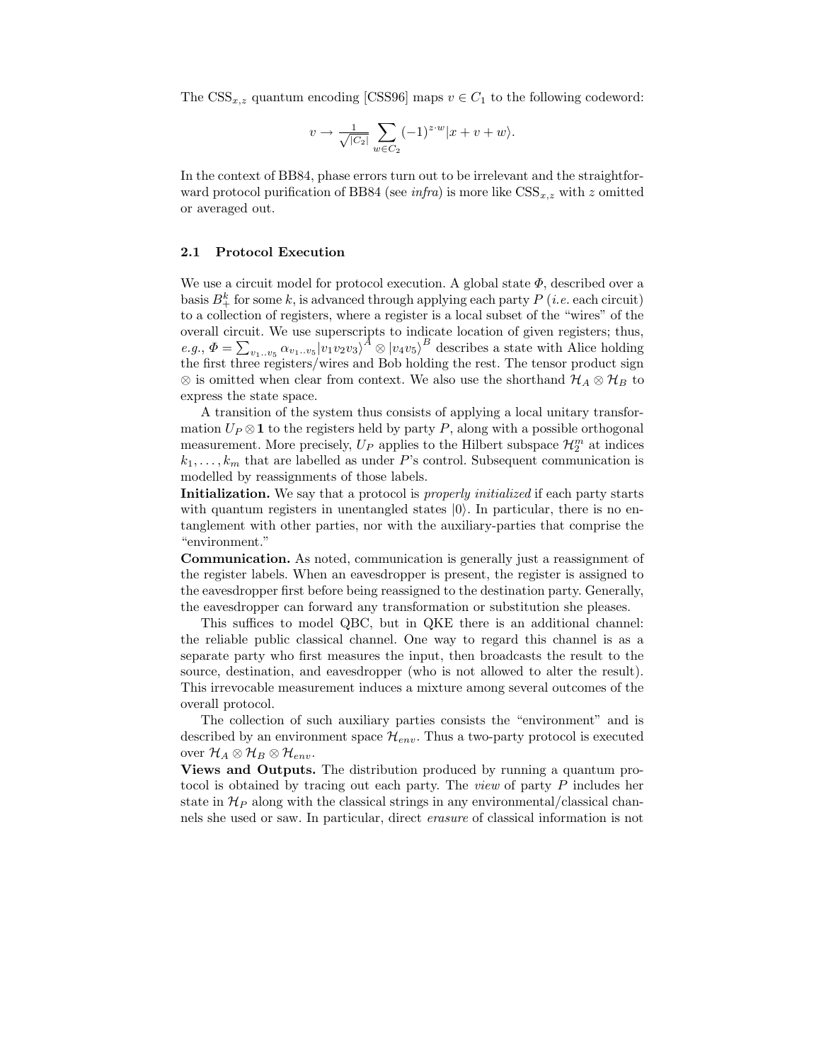The $\text{CSS}_{x,z}$ quantum encoding [CSS96] maps $v \in C_1$ to the following codeword:

$$v \to \frac{1}{\sqrt{|C_2|}} \sum_{w \in C_2} (-1)^{z \cdot w} |x + v + w\rangle.$$

In the context of BB84, phase errors turn out to be irrelevant and the straightforward protocol purification of BB84 (see *infra*) is more like $\text{CSS}_{x,z}$ with $z$ omitted or averaged out.

### 2.1 Protocol Execution

We use a circuit model for protocol execution. A global state $\Phi$, described over a basis $B_+^k$ for some $k$, is advanced through applying each party $P$ (*i.e.* each circuit) to a collection of registers, where a register is a local subset of the "wires" of the overall circuit. We use superscripts to indicate location of given registers; thus, *e.g.*, $\Phi = \sum_{v_1..v_5} \alpha_{v_1..v_5} |v_1 v_2 v_3\rangle^A \otimes |v_4 v_5\rangle^B$ describes a state with Alice holding the first three registers/wires and Bob holding the rest. The tensor product sign $\otimes$ is omitted when clear from context. We also use the shorthand $\mathcal{H}_A \otimes \mathcal{H}_B$ to express the state space.

A transition of the system thus consists of applying a local unitary transformation $U_P \otimes \mathbf{1}$ to the registers held by party $P$, along with a possible orthogonal measurement. More precisely, $U_P$ applies to the Hilbert subspace $\mathcal{H}_2^m$ at indices $k_1, \ldots, k_m$ that are labelled as under $P$'s control. Subsequent communication is modelled by reassignments of those labels.

**Initialization.** We say that a protocol is *properly initialized* if each party starts with quantum registers in unentangled states $|0\rangle$. In particular, there is no entanglement with other parties, nor with the auxiliary-parties that comprise the "environment."

**Communication.** As noted, communication is generally just a reassignment of the register labels. When an eavesdropper is present, the register is assigned to the eavesdropper first before being reassigned to the destination party. Generally, the eavesdropper can forward any transformation or substitution she pleases.

This suffices to model QBC, but in QKE there is an additional channel: the reliable public classical channel. One way to regard this channel is as a separate party who first measures the input, then broadcasts the result to the source, destination, and eavesdropper (who is not allowed to alter the result). This irrevocable measurement induces a mixture among several outcomes of the overall protocol.

The collection of such auxiliary parties consists the "environment" and is described by an environment space $\mathcal{H}_{env}$. Thus a two-party protocol is executed over $\mathcal{H}_A \otimes \mathcal{H}_B \otimes \mathcal{H}_{env}$.

**Views and Outputs.** The distribution produced by running a quantum protocol is obtained by tracing out each party. The *view* of party $P$ includes her state in $\mathcal{H}_P$ along with the classical strings in any environmental/classical channels she used or saw. In particular, direct *erasure* of classical information is not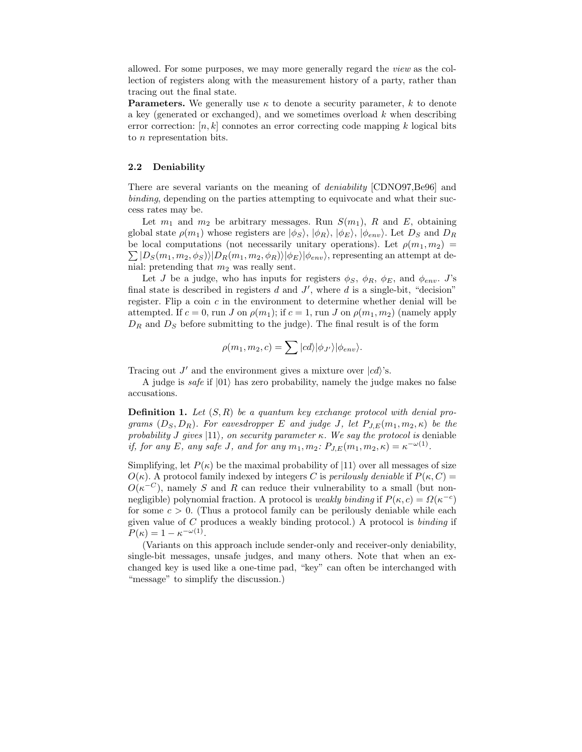allowed. For some purposes, we may more generally regard the *view* as the collection of registers along with the measurement history of a party, rather than tracing out the final state.

**Parameters.** We generally use $\kappa$ to denote a security parameter, $k$ to denote a key (generated or exchanged), and we sometimes overload $k$ when describing error correction: $[n, k]$ connotes an error correcting code mapping $k$ logical bits to $n$ representation bits.

### 2.2 Deniability

There are several variants on the meaning of *deniability* [CDNO97,Be96] and *binding*, depending on the parties attempting to equivocate and what their success rates may be.

Let $m_1$ and $m_2$ be arbitrary messages. Run $S(m_1)$, $R$ and $E$, obtaining global state $\rho(m_1)$ whose registers are $|\phi_S\rangle$, $|\phi_R\rangle$, $|\phi_E\rangle$, $|\phi_{env}\rangle$. Let $D_S$ and $D_R$ be local computations (not necessarily unitary operations). Let $\rho(m_1, m_2) = \sum |D_S(m_1, m_2, \phi_S)\rangle |D_R(m_1, m_2, \phi_R)\rangle |\phi_E\rangle |\phi_{env}\rangle$, representing an attempt at denial: pretending that $m_2$ was really sent.

Let $J$ be a judge, who has inputs for registers $\phi_S$, $\phi_R$, $\phi_E$, and $\phi_{env}$. $J$'s final state is described in registers $d$ and $J'$, where $d$ is a single-bit, "decision" register. Flip a coin $c$ in the environment to determine whether denial will be attempted. If $c = 0$, run $J$ on $\rho(m_1)$; if $c = 1$, run $J$ on $\rho(m_1, m_2)$ (namely apply $D_R$ and $D_S$ before submitting to the judge). The final result is of the form

$$\rho(m_1, m_2, c) = \sum |cd\rangle |\phi_{J'}\rangle |\phi_{env}\rangle.$$

Tracing out $J'$ and the environment gives a mixture over $|cd\rangle$'s.

A judge is *safe* if $|01\rangle$ has zero probability, namely the judge makes no false accusations.

**Definition 1.** *Let $(S, R)$ be a quantum key exchange protocol with denial programs $(D_S, D_R)$. For eavesdropper $E$ and judge $J$, let $P_{J,E}(m_1, m_2, \kappa)$ be the probability $J$ gives $|11\rangle$, on security parameter $\kappa$. We say the protocol is* deniable *if, for any $E$, any safe $J$, and for any $m_1, m_2$: $P_{J,E}(m_1, m_2, \kappa) = \kappa^{-\omega(1)}$.*

Simplifying, let $P(\kappa)$ be the maximal probability of $|11\rangle$ over all messages of size $O(\kappa)$. A protocol family indexed by integers $C$ is *perilously deniable* if $P(\kappa, C) = O(\kappa^{-C})$, namely $S$ and $R$ can reduce their vulnerability to a small (but non-negligible) polynomial fraction. A protocol is *weakly binding* if $P(\kappa, c) = \Omega(\kappa^{-c})$ for some $c > 0$. (Thus a protocol family can be perilously deniable while each given value of $C$ produces a weakly binding protocol.) A protocol is *binding* if $P(\kappa) = 1 - \kappa^{-\omega(1)}$.

(Variants on this approach include sender-only and receiver-only deniability, single-bit messages, unsafe judges, and many others. Note that when an exchanged key is used like a one-time pad, "key" can often be interchanged with "message" to simplify the discussion.)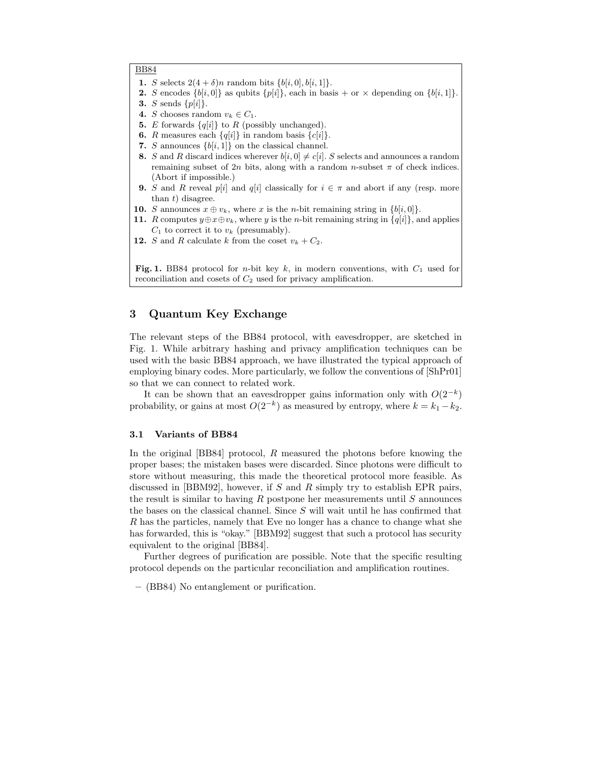<u>BB84</u>

1. $S$ selects $2(4+\delta)n$ random bits $\{b[i,0], b[i,1]\}$.
2. $S$ encodes $\{b[i,0]\}$ as qubits $\{p[i]\}$, each in basis $+$ or $\times$ depending on $\{b[i,1]\}$.
3. $S$ sends $\{p[i]\}$.
4. $S$ chooses random $v_k \in C_1$.
5. $E$ forwards $\{q[i]\}$ to $R$ (possibly unchanged).
6. $R$ measures each $\{q[i]\}$ in random basis $\{c[i]\}$.
7. $S$ announces $\{b[i,1]\}$ on the classical channel.
8. $S$ and $R$ discard indices wherever $b[i,0] \neq c[i]$. $S$ selects and announces a random remaining subset of $2n$ bits, along with a random $n$-subset $\pi$ of check indices. (Abort if impossible.)
9. $S$ and $R$ reveal $p[i]$ and $q[i]$ classically for $i \in \pi$ and abort if any (resp. more than $t$) disagree.
10. $S$ announces $x \oplus v_k$, where $x$ is the $n$-bit remaining string in $\{b[i,0]\}$.
11. $R$ computes $y \oplus x \oplus v_k$, where $y$ is the $n$-bit remaining string in $\{q[i]\}$, and applies $C_1$ to correct it to $v_k$ (presumably).
12. $S$ and $R$ calculate $k$ from the coset $v_k + C_2$.

**Fig. 1.** BB84 protocol for $n$-bit key $k$, in modern conventions, with $C_1$ used for reconciliation and cosets of $C_2$ used for privacy amplification.

## 3 Quantum Key Exchange

The relevant steps of the BB84 protocol, with eavesdropper, are sketched in Fig. 1. While arbitrary hashing and privacy amplification techniques can be used with the basic BB84 approach, we have illustrated the typical approach of employing binary codes. More particularly, we follow the conventions of [ShPr01] so that we can connect to related work.

It can be shown that an eavesdropper gains information only with $O(2^{-k})$ probability, or gains at most $O(2^{-k})$ as measured by entropy, where $k = k_1 - k_2$.

### 3.1 Variants of BB84

In the original [BB84] protocol, $R$ measured the photons before knowing the proper bases; the mistaken bases were discarded. Since photons were difficult to store without measuring, this made the theoretical protocol more feasible. As discussed in [BBM92], however, if $S$ and $R$ simply try to establish EPR pairs, the result is similar to having $R$ postpone her measurements until $S$ announces the bases on the classical channel. Since $S$ will wait until he has confirmed that $R$ has the particles, namely that Eve no longer has a chance to change what she has forwarded, this is "okay." [BBM92] suggest that such a protocol has security equivalent to the original [BB84].

Further degrees of purification are possible. Note that the specific resulting protocol depends on the particular reconciliation and amplification routines.

- (BB84) No entanglement or purification.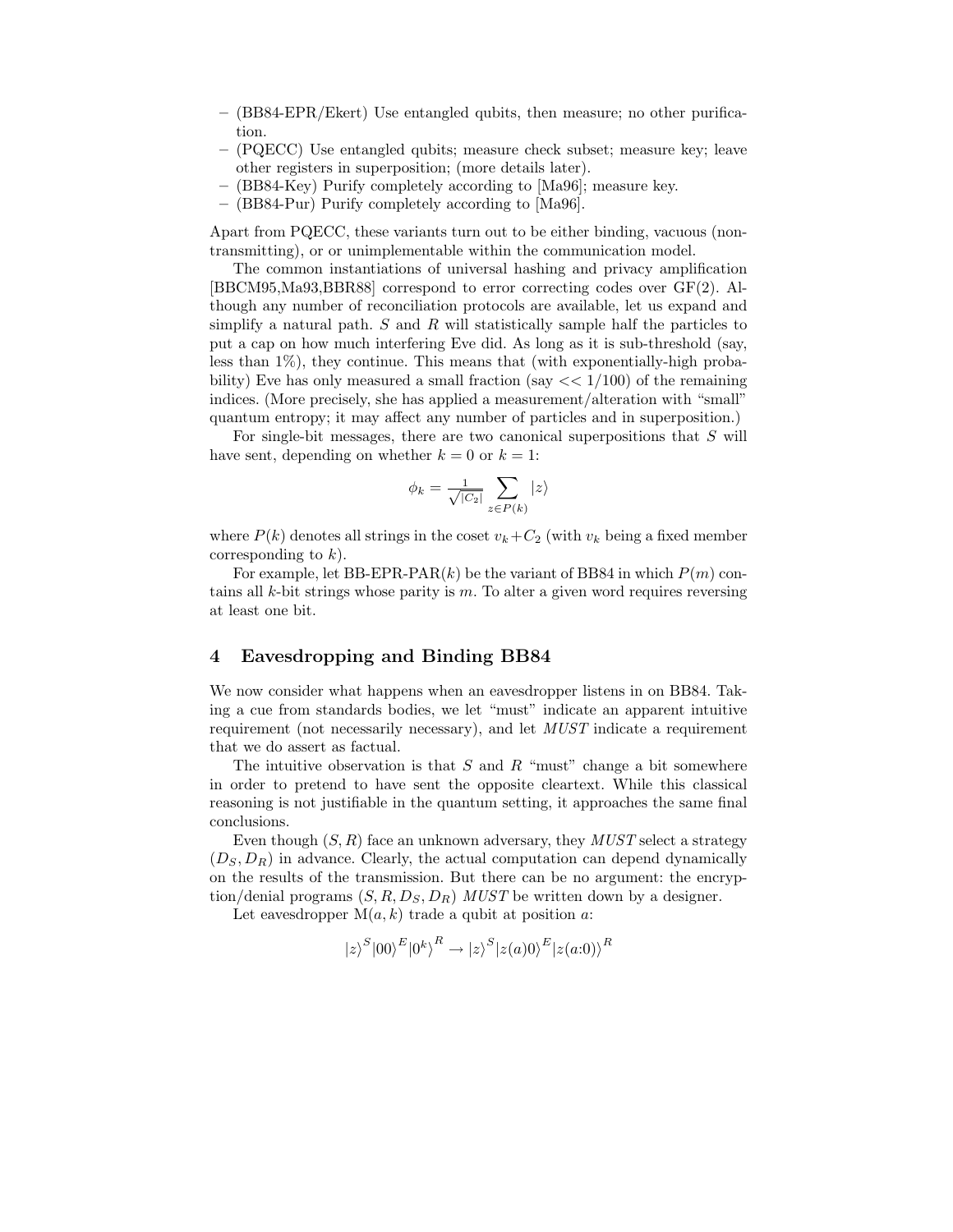– (BB84-EPR/Ekert) Use entangled qubits, then measure; no other purification.
– (PQECC) Use entangled qubits; measure check subset; measure key; leave other registers in superposition; (more details later).
– (BB84-Key) Purify completely according to [Ma96]; measure key.
– (BB84-Pur) Purify completely according to [Ma96].

Apart from PQECC, these variants turn out to be either binding, vacuous (non-transmitting), or or unimplementable within the communication model.

The common instantiations of universal hashing and privacy amplification [BBCM95,Ma93,BBR88] correspond to error correcting codes over GF(2). Although any number of reconciliation protocols are available, let us expand and simplify a natural path. $S$ and $R$ will statistically sample half the particles to put a cap on how much interfering Eve did. As long as it is sub-threshold (say, less than 1%), they continue. This means that (with exponentially-high probability) Eve has only measured a small fraction (say $<< 1/100$) of the remaining indices. (More precisely, she has applied a measurement/alteration with "small" quantum entropy; it may affect any number of particles and in superposition.)

For single-bit messages, there are two canonical superpositions that $S$ will have sent, depending on whether $k = 0$ or $k = 1$:

$$\phi_k = \frac{1}{\sqrt{|C_2|}} \sum_{z \in P(k)} |z\rangle$$

where $P(k)$ denotes all strings in the coset $v_k + C_2$ (with $v_k$ being a fixed member corresponding to $k$).

For example, let BB-EPR-PAR($k$) be the variant of BB84 in which $P(m)$ contains all $k$-bit strings whose parity is $m$. To alter a given word requires reversing at least one bit.

## 4 Eavesdropping and Binding BB84

We now consider what happens when an eavesdropper listens in on BB84. Taking a cue from standards bodies, we let "must" indicate an apparent intuitive requirement (not necessarily necessary), and let *MUST* indicate a requirement that we do assert as factual.

The intuitive observation is that $S$ and $R$ "must" change a bit somewhere in order to pretend to have sent the opposite cleartext. While this classical reasoning is not justifiable in the quantum setting, it approaches the same final conclusions.

Even though $(S, R)$ face an unknown adversary, they *MUST* select a strategy $(D_S, D_R)$ in advance. Clearly, the actual computation can depend dynamically on the results of the transmission. But there can be no argument: the encryption/denial programs $(S, R, D_S, D_R)$ *MUST* be written down by a designer.

Let eavesdropper $\mathrm{M}(a, k)$ trade a qubit at position $a$:

$$|z\rangle^S |00\rangle^E |0^k\rangle^R \rightarrow |z\rangle^S |z(a)0\rangle^E |z(a{:}0)\rangle^R$$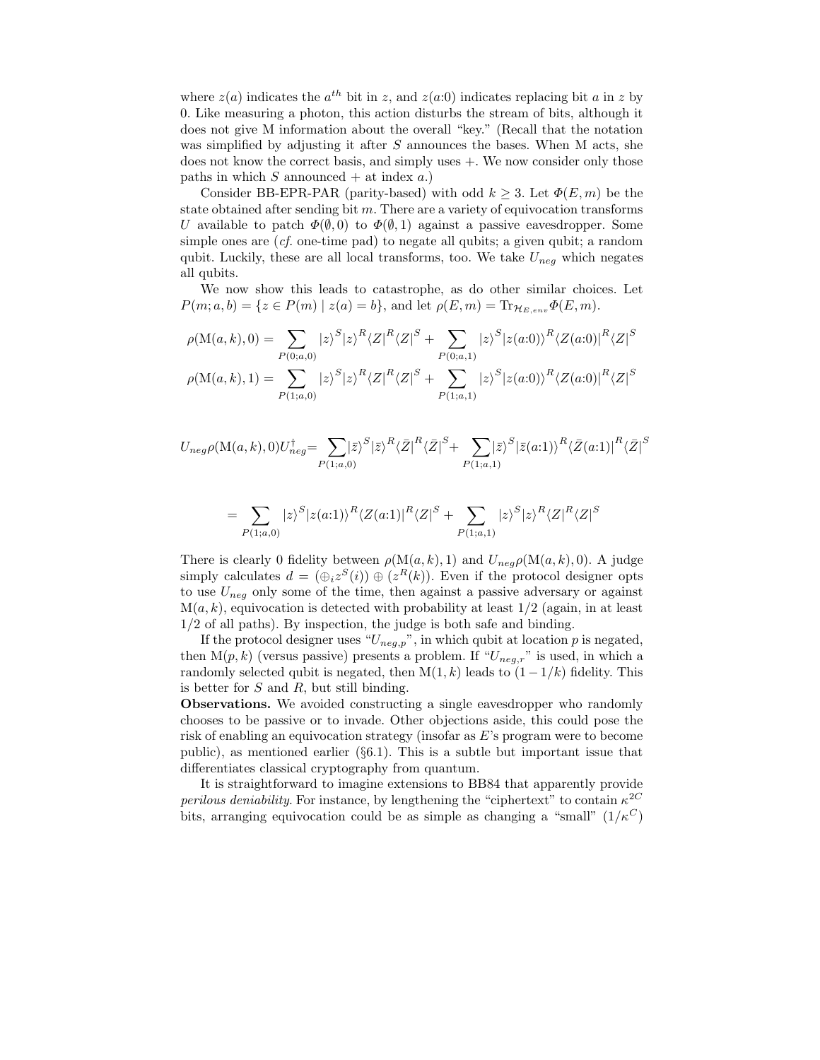where $z(a)$ indicates the $a^{th}$ bit in $z$, and $z(a{:}0)$ indicates replacing bit $a$ in $z$ by 0. Like measuring a photon, this action disturbs the stream of bits, although it does not give M information about the overall "key." (Recall that the notation was simplified by adjusting it after $S$ announces the bases. When M acts, she does not know the correct basis, and simply uses +. We now consider only those paths in which $S$ announced + at index $a$.)

Consider BB-EPR-PAR (parity-based) with odd $k \geq 3$. Let $\Phi(E, m)$ be the state obtained after sending bit $m$. There are a variety of equivocation transforms $U$ available to patch $\Phi(\emptyset, 0)$ to $\Phi(\emptyset, 1)$ against a passive eavesdropper. Some simple ones are (*cf.* one-time pad) to negate all qubits; a given qubit; a random qubit. Luckily, these are all local transforms, too. We take $U_{neg}$ which negates all qubits.

We now show this leads to catastrophe, as do other similar choices. Let $P(m; a, b) = \{z \in P(m) \mid z(a) = b\}$, and let $\rho(E, m) = \mathrm{Tr}_{\mathcal{H}_{E,env}} \Phi(E, m)$.

$$\rho(\mathrm{M}(a,k), 0) = \sum_{P(0;a,0)} |z\rangle^S |z\rangle^R \langle Z|^R \langle Z|^S + \sum_{P(0;a,1)} |z\rangle^S |z(a{:}0)\rangle^R \langle Z(a{:}0)|^R \langle Z|^S$$

$$\rho(\mathrm{M}(a,k), 1) = \sum_{P(1;a,0)} |z\rangle^S |z\rangle^R \langle Z|^R \langle Z|^S + \sum_{P(1;a,1)} |z\rangle^S |z(a{:}0)\rangle^R \langle Z(a{:}0)|^R \langle Z|^S$$

$$U_{neg}\rho(\mathrm{M}(a,k), 0)U_{neg}^\dagger = \sum_{P(1;a,0)} |\bar{z}\rangle^S |\bar{z}\rangle^R \langle \bar{Z}|^R \langle \bar{Z}|^S + \sum_{P(1;a,1)} |\bar{z}\rangle^S |\bar{z}(a{:}1)\rangle^R \langle \bar{Z}(a{:}1)|^R \langle \bar{Z}|^S$$

$$= \sum_{P(1;a,0)} |z\rangle^S |z(a{:}1)\rangle^R \langle Z(a{:}1)|^R \langle Z|^S + \sum_{P(1;a,1)} |z\rangle^S |z\rangle^R \langle Z|^R \langle Z|^S$$

There is clearly 0 fidelity between $\rho(\mathrm{M}(a,k), 1)$ and $U_{neg}\rho(\mathrm{M}(a,k), 0)$. A judge simply calculates $d = (\oplus_i z^S(i)) \oplus (z^R(k))$. Even if the protocol designer opts to use $U_{neg}$ only some of the time, then against a passive adversary or against $\mathrm{M}(a,k)$, equivocation is detected with probability at least 1/2 (again, in at least 1/2 of all paths). By inspection, the judge is both safe and binding.

If the protocol designer uses "$U_{neg,p}$", in which qubit at location $p$ is negated, then $\mathrm{M}(p,k)$ (versus passive) presents a problem. If "$U_{neg,r}$" is used, in which a randomly selected qubit is negated, then $\mathrm{M}(1,k)$ leads to $(1 - 1/k)$ fidelity. This is better for $S$ and $R$, but still binding.

**Observations.** We avoided constructing a single eavesdropper who randomly chooses to be passive or to invade. Other objections aside, this could pose the risk of enabling an equivocation strategy (insofar as $E$'s program were to become public), as mentioned earlier (§6.1). This is a subtle but important issue that differentiates classical cryptography from quantum.

It is straightforward to imagine extensions to BB84 that apparently provide *perilous deniability*. For instance, by lengthening the "ciphertext" to contain $\kappa^{2C}$ bits, arranging equivocation could be as simple as changing a "small" $(1/\kappa^C)$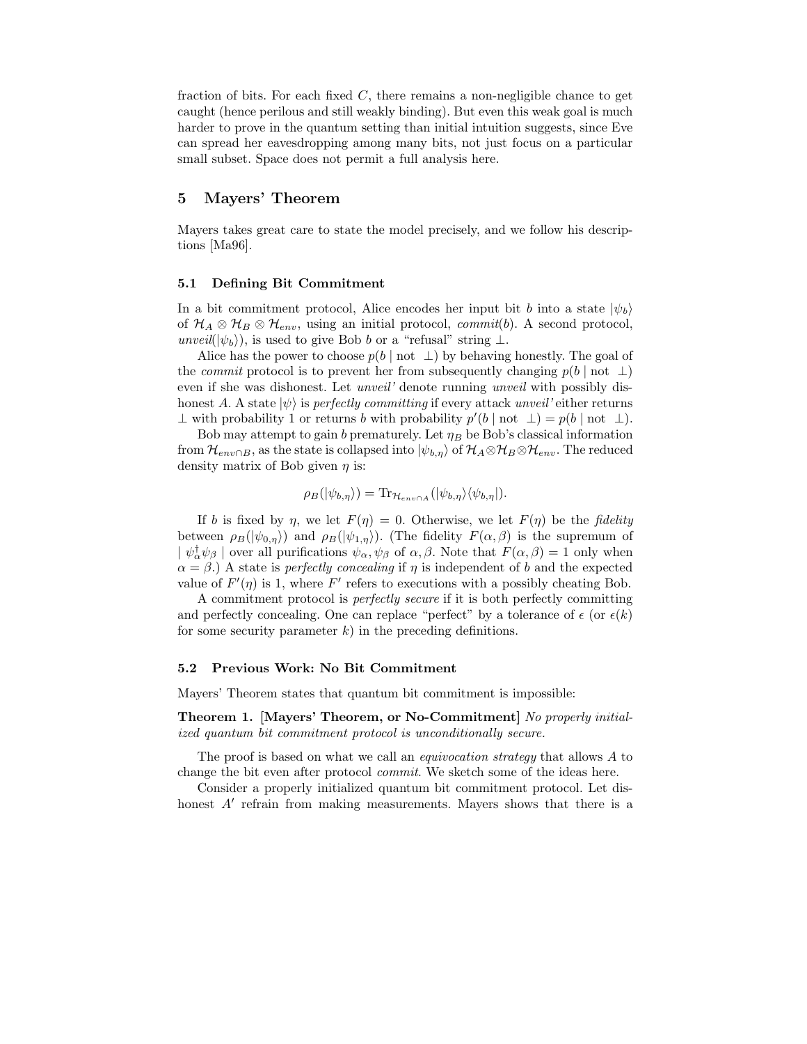fraction of bits. For each fixed $C$, there remains a non-negligible chance to get caught (hence perilous and still weakly binding). But even this weak goal is much harder to prove in the quantum setting than initial intuition suggests, since Eve can spread her eavesdropping among many bits, not just focus on a particular small subset. Space does not permit a full analysis here.

## 5 Mayers' Theorem

Mayers takes great care to state the model precisely, and we follow his descriptions [Ma96].

### 5.1 Defining Bit Commitment

In a bit commitment protocol, Alice encodes her input bit $b$ into a state $|\psi_b\rangle$ of $\mathcal{H}_A \otimes \mathcal{H}_B \otimes \mathcal{H}_{env}$, using an initial protocol, *commit*$(b)$. A second protocol, *unveil*$(|\psi_b\rangle)$, is used to give Bob $b$ or a "refusal" string $\perp$.

Alice has the power to choose $p(b \mid \text{not } \perp)$ by behaving honestly. The goal of the *commit* protocol is to prevent her from subsequently changing $p(b \mid \text{not } \perp)$ even if she was dishonest. Let *unveil'* denote running *unveil* with possibly dishonest $A$. A state $|\psi\rangle$ is *perfectly committing* if every attack *unveil'* either returns $\perp$ with probability 1 or returns $b$ with probability $p'(b \mid \text{not } \perp) = p(b \mid \text{not } \perp)$.

Bob may attempt to gain $b$ prematurely. Let $\eta_B$ be Bob's classical information from $\mathcal{H}_{env \cap B}$, as the state is collapsed into $|\psi_{b,\eta}\rangle$ of $\mathcal{H}_A \otimes \mathcal{H}_B \otimes \mathcal{H}_{env}$. The reduced density matrix of Bob given $\eta$ is:

$$\rho_B(|\psi_{b,\eta}\rangle) = \mathrm{Tr}_{\mathcal{H}_{env \cap A}}(|\psi_{b,\eta}\rangle\langle\psi_{b,\eta}|).$$

If $b$ is fixed by $\eta$, we let $F(\eta) = 0$. Otherwise, we let $F(\eta)$ be the *fidelity* between $\rho_B(|\psi_{0,\eta}\rangle)$ and $\rho_B(|\psi_{1,\eta}\rangle)$. (The fidelity $F(\alpha, \beta)$ is the supremum of $\mid \psi_\alpha^\dagger \psi_\beta \mid$ over all purifications $\psi_\alpha, \psi_\beta$ of $\alpha, \beta$. Note that $F(\alpha, \beta) = 1$ only when $\alpha = \beta$.) A state is *perfectly concealing* if $\eta$ is independent of $b$ and the expected value of $F'(\eta)$ is 1, where $F'$ refers to executions with a possibly cheating Bob.

A commitment protocol is *perfectly secure* if it is both perfectly committing and perfectly concealing. One can replace "perfect" by a tolerance of $\epsilon$ (or $\epsilon(k)$ for some security parameter $k$) in the preceding definitions.

### 5.2 Previous Work: No Bit Commitment

Mayers' Theorem states that quantum bit commitment is impossible:

**Theorem 1. [Mayers' Theorem, or No-Commitment]** *No properly initialized quantum bit commitment protocol is unconditionally secure.*

The proof is based on what we call an *equivocation strategy* that allows $A$ to change the bit even after protocol *commit*. We sketch some of the ideas here.

Consider a properly initialized quantum bit commitment protocol. Let dishonest $A'$ refrain from making measurements. Mayers shows that there is a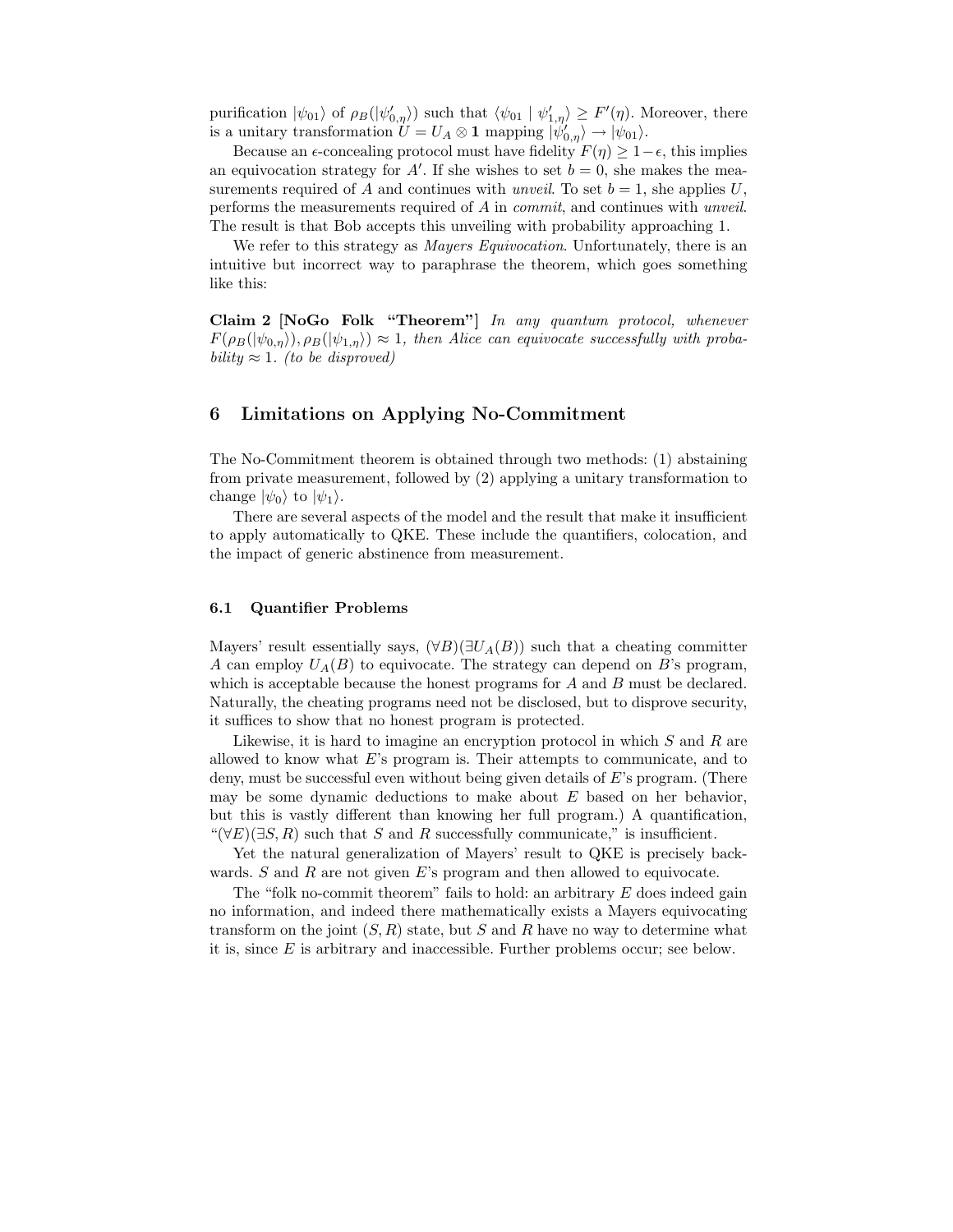purification $|\psi_{01}\rangle$ of $\rho_B(|\psi'_{0,\eta}\rangle)$ such that $\langle\psi_{01} \mid \psi'_{1,\eta}\rangle \geq F'(\eta)$. Moreover, there is a unitary transformation $U = U_A \otimes \mathbf{1}$ mapping $|\psi'_{0,\eta}\rangle \rightarrow |\psi_{01}\rangle$.

Because an $\epsilon$-concealing protocol must have fidelity $F(\eta) \geq 1-\epsilon$, this implies an equivocation strategy for $A'$. If she wishes to set $b = 0$, she makes the measurements required of $A$ and continues with *unveil*. To set $b = 1$, she applies $U$, performs the measurements required of $A$ in *commit*, and continues with *unveil*. The result is that Bob accepts this unveiling with probability approaching 1.

We refer to this strategy as *Mayers Equivocation*. Unfortunately, there is an intuitive but incorrect way to paraphrase the theorem, which goes something like this:

**Claim 2 [NoGo Folk "Theorem"]** *In any quantum protocol, whenever $F(\rho_B(|\psi_{0,\eta}\rangle), \rho_B(|\psi_{1,\eta}\rangle)) \approx 1$, then Alice can equivocate successfully with probability $\approx 1$. (to be disproved)*

## 6 Limitations on Applying No-Commitment

The No-Commitment theorem is obtained through two methods: (1) abstaining from private measurement, followed by (2) applying a unitary transformation to change $|\psi_0\rangle$ to $|\psi_1\rangle$.

There are several aspects of the model and the result that make it insufficient to apply automatically to QKE. These include the quantifiers, colocation, and the impact of generic abstinence from measurement.

### 6.1 Quantifier Problems

Mayers' result essentially says, $(\forall B)(\exists U_A(B))$ such that a cheating committer $A$ can employ $U_A(B)$ to equivocate. The strategy can depend on $B$'s program, which is acceptable because the honest programs for $A$ and $B$ must be declared. Naturally, the cheating programs need not be disclosed, but to disprove security, it suffices to show that no honest program is protected.

Likewise, it is hard to imagine an encryption protocol in which $S$ and $R$ are allowed to know what $E$'s program is. Their attempts to communicate, and to deny, must be successful even without being given details of $E$'s program. (There may be some dynamic deductions to make about $E$ based on her behavior, but this is vastly different than knowing her full program.) A quantification, "$(\forall E)(\exists S, R)$ such that $S$ and $R$ successfully communicate," is insufficient.

Yet the natural generalization of Mayers' result to QKE is precisely backwards. $S$ and $R$ are not given $E$'s program and then allowed to equivocate.

The "folk no-commit theorem" fails to hold: an arbitrary $E$ does indeed gain no information, and indeed there mathematically exists a Mayers equivocating transform on the joint $(S, R)$ state, but $S$ and $R$ have no way to determine what it is, since $E$ is arbitrary and inaccessible. Further problems occur; see below.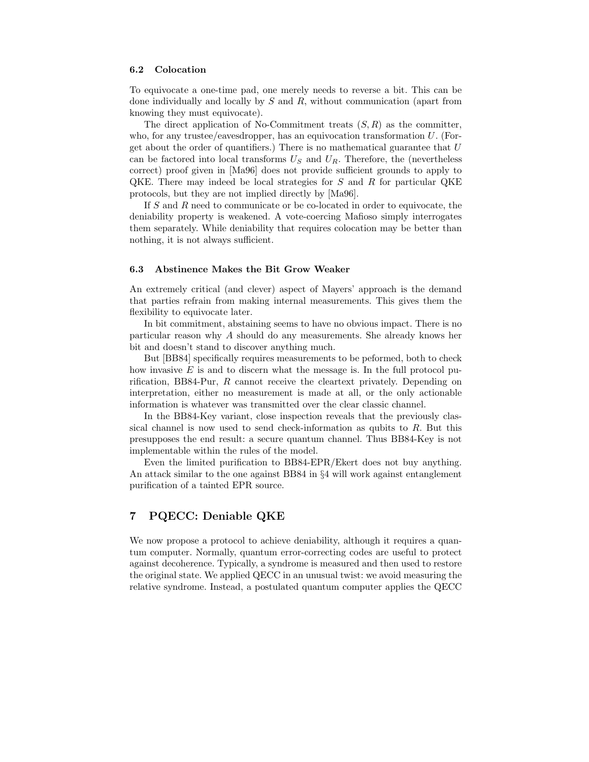### 6.2 Colocation

To equivocate a one-time pad, one merely needs to reverse a bit. This can be done individually and locally by $S$ and $R$, without communication (apart from knowing they must equivocate).

The direct application of No-Commitment treats $(S, R)$ as the committer, who, for any trustee/eavesdropper, has an equivocation transformation $U$. (Forget about the order of quantifiers.) There is no mathematical guarantee that $U$ can be factored into local transforms $U_S$ and $U_R$. Therefore, the (nevertheless correct) proof given in [Ma96] does not provide sufficient grounds to apply to QKE. There may indeed be local strategies for $S$ and $R$ for particular QKE protocols, but they are not implied directly by [Ma96].

If $S$ and $R$ need to communicate or be co-located in order to equivocate, the deniability property is weakened. A vote-coercing Mafioso simply interrogates them separately. While deniability that requires colocation may be better than nothing, it is not always sufficient.

### 6.3 Abstinence Makes the Bit Grow Weaker

An extremely critical (and clever) aspect of Mayers' approach is the demand that parties refrain from making internal measurements. This gives them the flexibility to equivocate later.

In bit commitment, abstaining seems to have no obvious impact. There is no particular reason why $A$ should do any measurements. She already knows her bit and doesn't stand to discover anything much.

But [BB84] specifically requires measurements to be peformed, both to check how invasive $E$ is and to discern what the message is. In the full protocol purification, BB84-Pur, $R$ cannot receive the cleartext privately. Depending on interpretation, either no measurement is made at all, or the only actionable information is whatever was transmitted over the clear classic channel.

In the BB84-Key variant, close inspection reveals that the previously classical channel is now used to send check-information as qubits to $R$. But this presupposes the end result: a secure quantum channel. Thus BB84-Key is not implementable within the rules of the model.

Even the limited purification to BB84-EPR/Ekert does not buy anything. An attack similar to the one against BB84 in §4 will work against entanglement purification of a tainted EPR source.

## 7 PQECC: Deniable QKE

We now propose a protocol to achieve deniability, although it requires a quantum computer. Normally, quantum error-correcting codes are useful to protect against decoherence. Typically, a syndrome is measured and then used to restore the original state. We applied QECC in an unusual twist: we avoid measuring the relative syndrome. Instead, a postulated quantum computer applies the QECC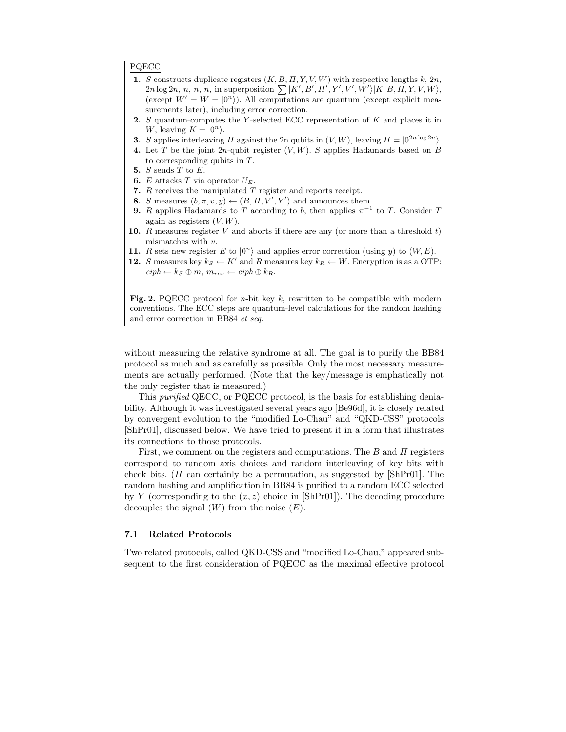PQECC

1. $S$ constructs duplicate registers $(K, B, \Pi, Y, V, W)$ with respective lengths $k$, $2n$, $2n \log 2n$, $n$, $n$, $n$, in superposition $\sum |K', B', \Pi', Y', V', W'\rangle|K, B, \Pi, Y, V, W\rangle$, (except $W' = W = |0^n\rangle$). All computations are quantum (except explicit measurements later), including error correction.
2. $S$ quantum-computes the $Y$-selected ECC representation of $K$ and places it in $W$, leaving $K = |0^n\rangle$.
3. $S$ applies interleaving $\Pi$ against the 2n qubits in $(V, W)$, leaving $\Pi = |0^{2n \log 2n}\rangle$.
4. Let $T$ be the joint $2n$-qubit register $(V, W)$. $S$ applies Hadamards based on $B$ to corresponding qubits in $T$.
5. $S$ sends $T$ to $E$.
6. $E$ attacks $T$ via operator $U_E$.
7. $R$ receives the manipulated $T$ register and reports receipt.
8. $S$ measures $(b, \pi, v, y) \leftarrow (B, \Pi, V', Y')$ and announces them.
9. $R$ applies Hadamards to $T$ according to $b$, then applies $\pi^{-1}$ to $T$. Consider $T$ again as registers $(V, W)$.
10. $R$ measures register $V$ and aborts if there are any (or more than a threshold $t$) mismatches with $v$.
11. $R$ sets new register $E$ to $|0^n\rangle$ and applies error correction (using $y$) to $(W, E)$.
12. $S$ measures key $k_S \leftarrow K'$ and $R$ measures key $k_R \leftarrow W$. Encryption is as a OTP: $ciph \leftarrow k_S \oplus m$, $m_{rcv} \leftarrow ciph \oplus k_R$.

**Fig. 2.** PQECC protocol for $n$-bit key $k$, rewritten to be compatible with modern conventions. The ECC steps are quantum-level calculations for the random hashing and error correction in BB84 *et seq*.

without measuring the relative syndrome at all. The goal is to purify the BB84 protocol as much and as carefully as possible. Only the most necessary measurements are actually performed. (Note that the key/message is emphatically not the only register that is measured.)

This *purified* QECC, or PQECC protocol, is the basis for establishing deniability. Although it was investigated several years ago [Be96d], it is closely related by convergent evolution to the "modified Lo-Chau" and "QKD-CSS" protocols [ShPr01], discussed below. We have tried to present it in a form that illustrates its connections to those protocols.

First, we comment on the registers and computations. The $B$ and $\Pi$ registers correspond to random axis choices and random interleaving of key bits with check bits. ($\Pi$ can certainly be a permutation, as suggested by [ShPr01]. The random hashing and amplification in BB84 is purified to a random ECC selected by $Y$ (corresponding to the $(x, z)$ choice in [ShPr01]). The decoding procedure decouples the signal ($W$) from the noise ($E$).

### 7.1 Related Protocols

Two related protocols, called QKD-CSS and "modified Lo-Chau," appeared subsequent to the first consideration of PQECC as the maximal effective protocol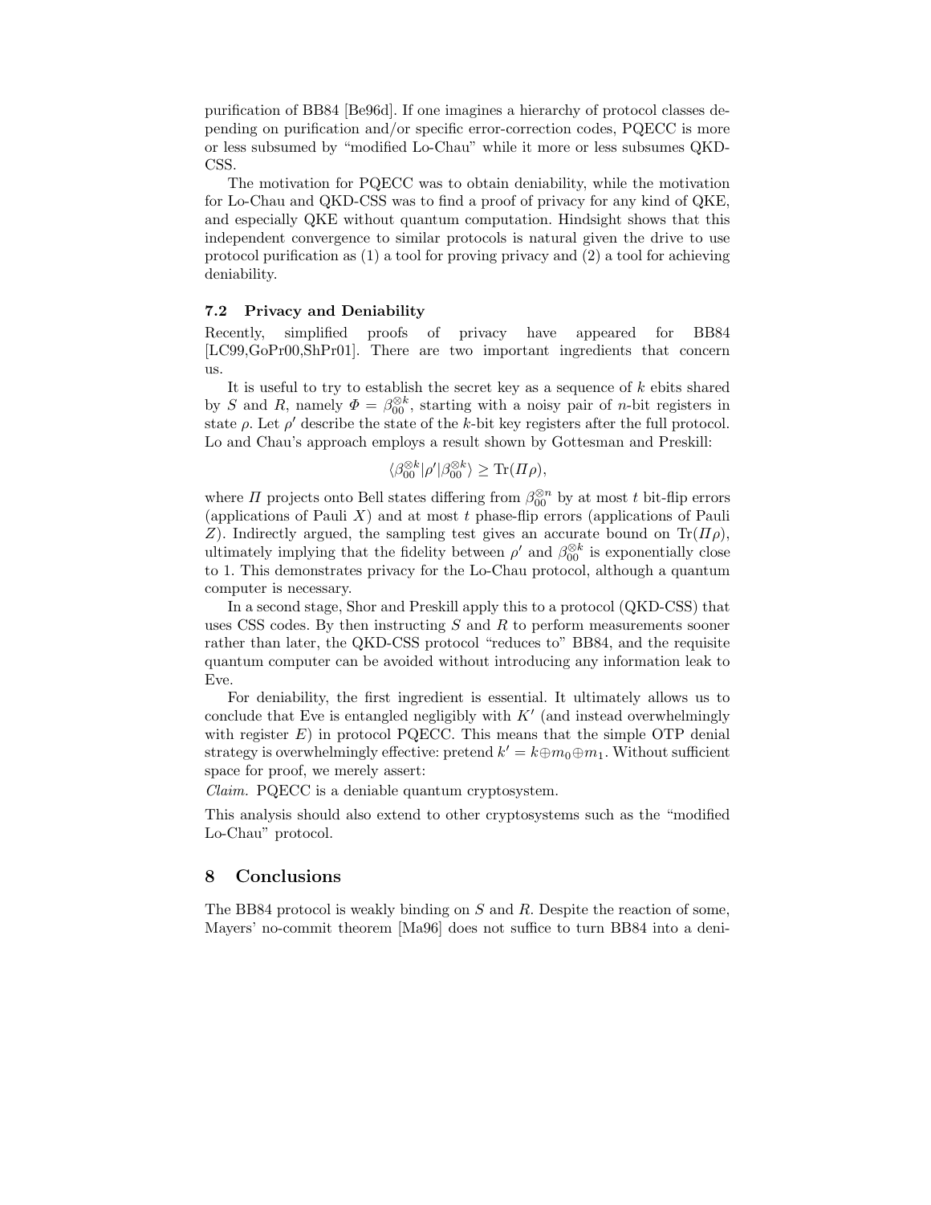purification of BB84 [Be96d]. If one imagines a hierarchy of protocol classes depending on purification and/or specific error-correction codes, PQECC is more or less subsumed by "modified Lo-Chau" while it more or less subsumes QKD-CSS.

The motivation for PQECC was to obtain deniability, while the motivation for Lo-Chau and QKD-CSS was to find a proof of privacy for any kind of QKE, and especially QKE without quantum computation. Hindsight shows that this independent convergence to similar protocols is natural given the drive to use protocol purification as (1) a tool for proving privacy and (2) a tool for achieving deniability.

### 7.2 Privacy and Deniability

Recently, simplified proofs of privacy have appeared for BB84 [LC99,GoPr00,ShPr01]. There are two important ingredients that concern us.

It is useful to try to establish the secret key as a sequence of $k$ ebits shared by $S$ and $R$, namely $\Phi = \beta_{00}^{\otimes k}$, starting with a noisy pair of $n$-bit registers in state $\rho$. Let $\rho'$ describe the state of the $k$-bit key registers after the full protocol. Lo and Chau's approach employs a result shown by Gottesman and Preskill:

$$\langle \beta_{00}^{\otimes k} | \rho' | \beta_{00}^{\otimes k} \rangle \geq \mathrm{Tr}(\Pi \rho),$$

where $\Pi$ projects onto Bell states differing from $\beta_{00}^{\otimes n}$ by at most $t$ bit-flip errors (applications of Pauli $X$) and at most $t$ phase-flip errors (applications of Pauli $Z$). Indirectly argued, the sampling test gives an accurate bound on $\mathrm{Tr}(\Pi \rho)$, ultimately implying that the fidelity between $\rho'$ and $\beta_{00}^{\otimes k}$ is exponentially close to 1. This demonstrates privacy for the Lo-Chau protocol, although a quantum computer is necessary.

In a second stage, Shor and Preskill apply this to a protocol (QKD-CSS) that uses CSS codes. By then instructing $S$ and $R$ to perform measurements sooner rather than later, the QKD-CSS protocol "reduces to" BB84, and the requisite quantum computer can be avoided without introducing any information leak to Eve.

For deniability, the first ingredient is essential. It ultimately allows us to conclude that Eve is entangled negligibly with $K'$ (and instead overwhelmingly with register $E$) in protocol PQECC. This means that the simple OTP denial strategy is overwhelmingly effective: pretend $k' = k \oplus m_0 \oplus m_1$. Without sufficient space for proof, we merely assert:

*Claim.* PQECC is a deniable quantum cryptosystem.

This analysis should also extend to other cryptosystems such as the "modified Lo-Chau" protocol.

## 8 Conclusions

The BB84 protocol is weakly binding on $S$ and $R$. Despite the reaction of some, Mayers' no-commit theorem [Ma96] does not suffice to turn BB84 into a deni-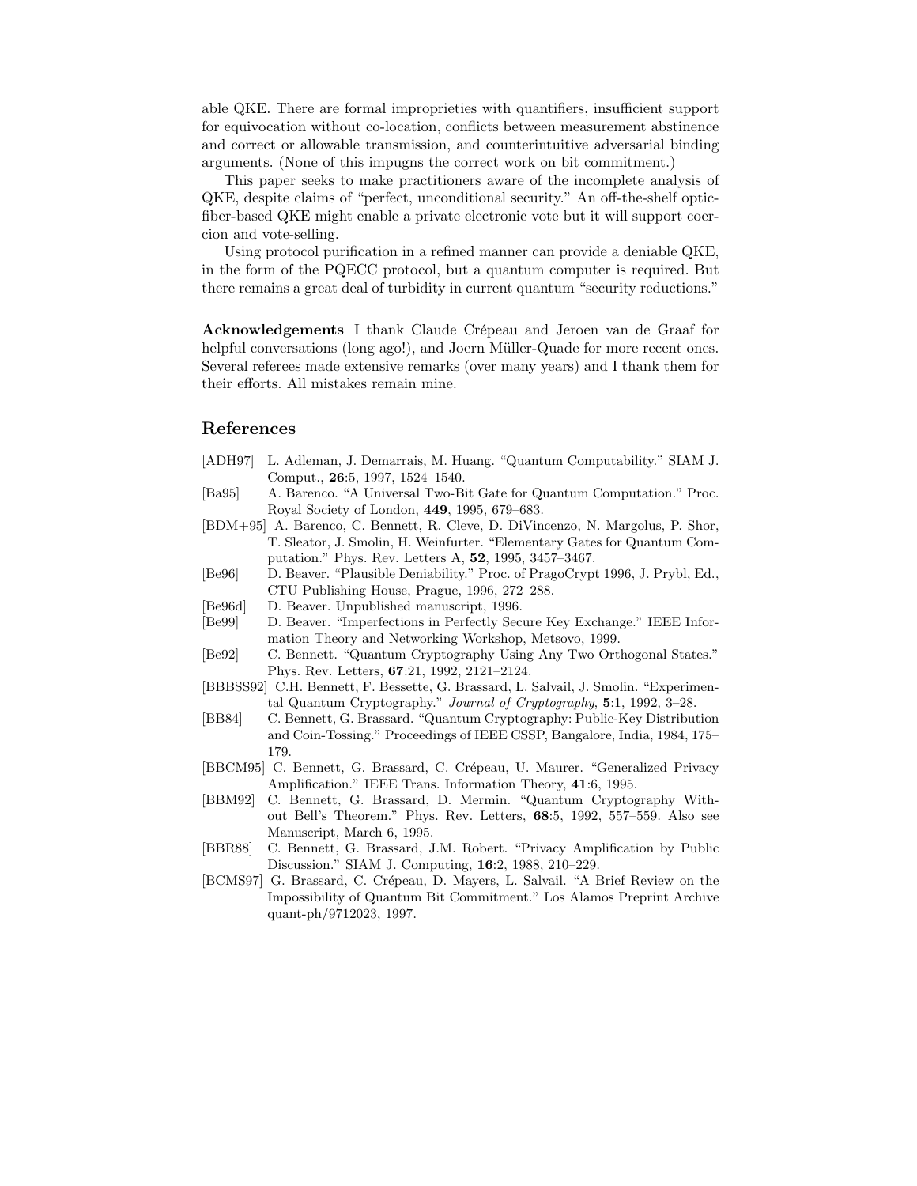able QKE. There are formal improprieties with quantifiers, insufficient support for equivocation without co-location, conflicts between measurement abstinence and correct or allowable transmission, and counterintuitive adversarial binding arguments. (None of this impugns the correct work on bit commitment.)

This paper seeks to make practitioners aware of the incomplete analysis of QKE, despite claims of "perfect, unconditional security." An off-the-shelf optic-fiber-based QKE might enable a private electronic vote but it will support coercion and vote-selling.

Using protocol purification in a refined manner can provide a deniable QKE, in the form of the PQECC protocol, but a quantum computer is required. But there remains a great deal of turbidity in current quantum "security reductions."

**Acknowledgements** I thank Claude Crépeau and Jeroen van de Graaf for helpful conversations (long ago!), and Joern Müller-Quade for more recent ones. Several referees made extensive remarks (over many years) and I thank them for their efforts. All mistakes remain mine.

## References

- [ADH97] L. Adleman, J. Demarrais, M. Huang. "Quantum Computability." SIAM J. Comput., **26**:5, 1997, 1524–1540.
- [Ba95] A. Barenco. "A Universal Two-Bit Gate for Quantum Computation." Proc. Royal Society of London, **449**, 1995, 679–683.
- [BDM+95] A. Barenco, C. Bennett, R. Cleve, D. DiVincenzo, N. Margolus, P. Shor, T. Sleator, J. Smolin, H. Weinfurter. "Elementary Gates for Quantum Computation." Phys. Rev. Letters A, **52**, 1995, 3457–3467.
- [Be96] D. Beaver. "Plausible Deniability." Proc. of PragoCrypt 1996, J. Prybl, Ed., CTU Publishing House, Prague, 1996, 272–288.
- [Be96d] D. Beaver. Unpublished manuscript, 1996.
- [Be99] D. Beaver. "Imperfections in Perfectly Secure Key Exchange." IEEE Information Theory and Networking Workshop, Metsovo, 1999.
- [Be92] C. Bennett. "Quantum Cryptography Using Any Two Orthogonal States." Phys. Rev. Letters, **67**:21, 1992, 2121–2124.
- [BBBSS92] C.H. Bennett, F. Bessette, G. Brassard, L. Salvail, J. Smolin. "Experimental Quantum Cryptography." *Journal of Cryptography*, **5**:1, 1992, 3–28.
- [BB84] C. Bennett, G. Brassard. "Quantum Cryptography: Public-Key Distribution and Coin-Tossing." Proceedings of IEEE CSSP, Bangalore, India, 1984, 175–179.
- [BBCM95] C. Bennett, G. Brassard, C. Crépeau, U. Maurer. "Generalized Privacy Amplification." IEEE Trans. Information Theory, **41**:6, 1995.
- [BBM92] C. Bennett, G. Brassard, D. Mermin. "Quantum Cryptography Without Bell's Theorem." Phys. Rev. Letters, **68**:5, 1992, 557–559. Also see Manuscript, March 6, 1995.
- [BBR88] C. Bennett, G. Brassard, J.M. Robert. "Privacy Amplification by Public Discussion." SIAM J. Computing, **16**:2, 1988, 210–229.
- [BCMS97] G. Brassard, C. Crépeau, D. Mayers, L. Salvail. "A Brief Review on the Impossibility of Quantum Bit Commitment." Los Alamos Preprint Archive quant-ph/9712023, 1997.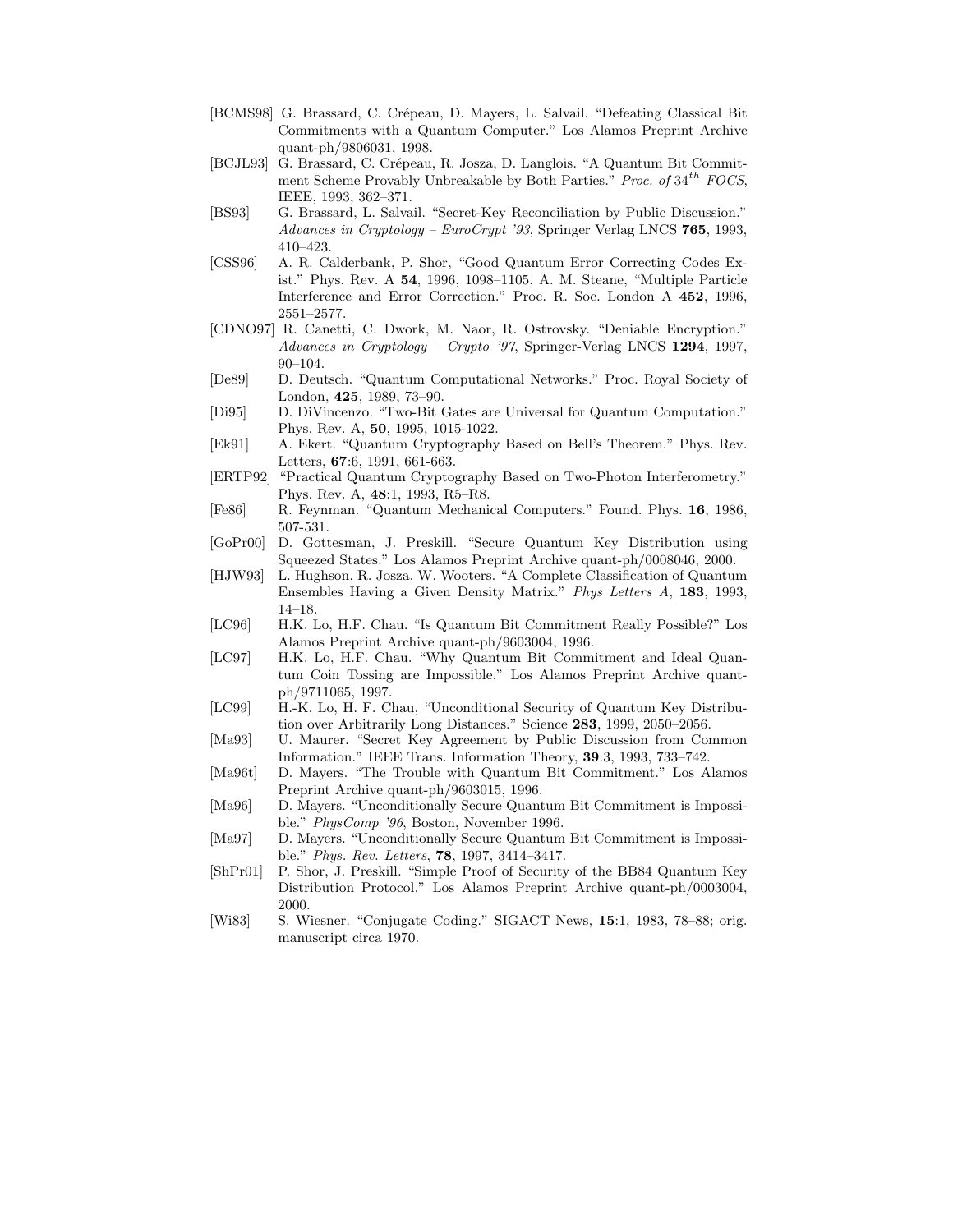[BCMS98] G. Brassard, C. Crépeau, D. Mayers, L. Salvail. "Defeating Classical Bit Commitments with a Quantum Computer." Los Alamos Preprint Archive quant-ph/9806031, 1998.

[BCJL93] G. Brassard, C. Crépeau, R. Josza, D. Langlois. "A Quantum Bit Commitment Scheme Provably Unbreakable by Both Parties." *Proc. of* $34^{th}$ *FOCS*, IEEE, 1993, 362–371.

[BS93] G. Brassard, L. Salvail. "Secret-Key Reconciliation by Public Discussion." *Advances in Cryptology – EuroCrypt '93*, Springer Verlag LNCS **765**, 1993, 410–423.

[CSS96] A. R. Calderbank, P. Shor, "Good Quantum Error Correcting Codes Exist." Phys. Rev. A **54**, 1996, 1098–1105. A. M. Steane, "Multiple Particle Interference and Error Correction." Proc. R. Soc. London A **452**, 1996, 2551–2577.

[CDNO97] R. Canetti, C. Dwork, M. Naor, R. Ostrovsky. "Deniable Encryption." *Advances in Cryptology – Crypto '97*, Springer-Verlag LNCS **1294**, 1997, 90–104.

[De89] D. Deutsch. "Quantum Computational Networks." Proc. Royal Society of London, **425**, 1989, 73–90.

[Di95] D. DiVincenzo. "Two-Bit Gates are Universal for Quantum Computation." Phys. Rev. A, **50**, 1995, 1015-1022.

[Ek91] A. Ekert. "Quantum Cryptography Based on Bell's Theorem." Phys. Rev. Letters, **67**:6, 1991, 661-663.

[ERTP92] "Practical Quantum Cryptography Based on Two-Photon Interferometry." Phys. Rev. A, **48**:1, 1993, R5–R8.

[Fe86] R. Feynman. "Quantum Mechanical Computers." Found. Phys. **16**, 1986, 507-531.

[GoPr00] D. Gottesman, J. Preskill. "Secure Quantum Key Distribution using Squeezed States." Los Alamos Preprint Archive quant-ph/0008046, 2000.

[HJW93] L. Hughson, R. Josza, W. Wooters. "A Complete Classification of Quantum Ensembles Having a Given Density Matrix." *Phys Letters A*, **183**, 1993, 14–18.

[LC96] H.K. Lo, H.F. Chau. "Is Quantum Bit Commitment Really Possible?" Los Alamos Preprint Archive quant-ph/9603004, 1996.

[LC97] H.K. Lo, H.F. Chau. "Why Quantum Bit Commitment and Ideal Quantum Coin Tossing are Impossible." Los Alamos Preprint Archive quant-ph/9711065, 1997.

[LC99] H.-K. Lo, H. F. Chau, "Unconditional Security of Quantum Key Distribution over Arbitrarily Long Distances." Science **283**, 1999, 2050–2056.

[Ma93] U. Maurer. "Secret Key Agreement by Public Discussion from Common Information." IEEE Trans. Information Theory, **39**:3, 1993, 733–742.

[Ma96t] D. Mayers. "The Trouble with Quantum Bit Commitment." Los Alamos Preprint Archive quant-ph/9603015, 1996.

[Ma96] D. Mayers. "Unconditionally Secure Quantum Bit Commitment is Impossible." *PhysComp '96*, Boston, November 1996.

[Ma97] D. Mayers. "Unconditionally Secure Quantum Bit Commitment is Impossible." *Phys. Rev. Letters*, **78**, 1997, 3414–3417.

[ShPr01] P. Shor, J. Preskill. "Simple Proof of Security of the BB84 Quantum Key Distribution Protocol." Los Alamos Preprint Archive quant-ph/0003004, 2000.

[Wi83] S. Wiesner. "Conjugate Coding." SIGACT News, **15**:1, 1983, 78–88; orig. manuscript circa 1970.